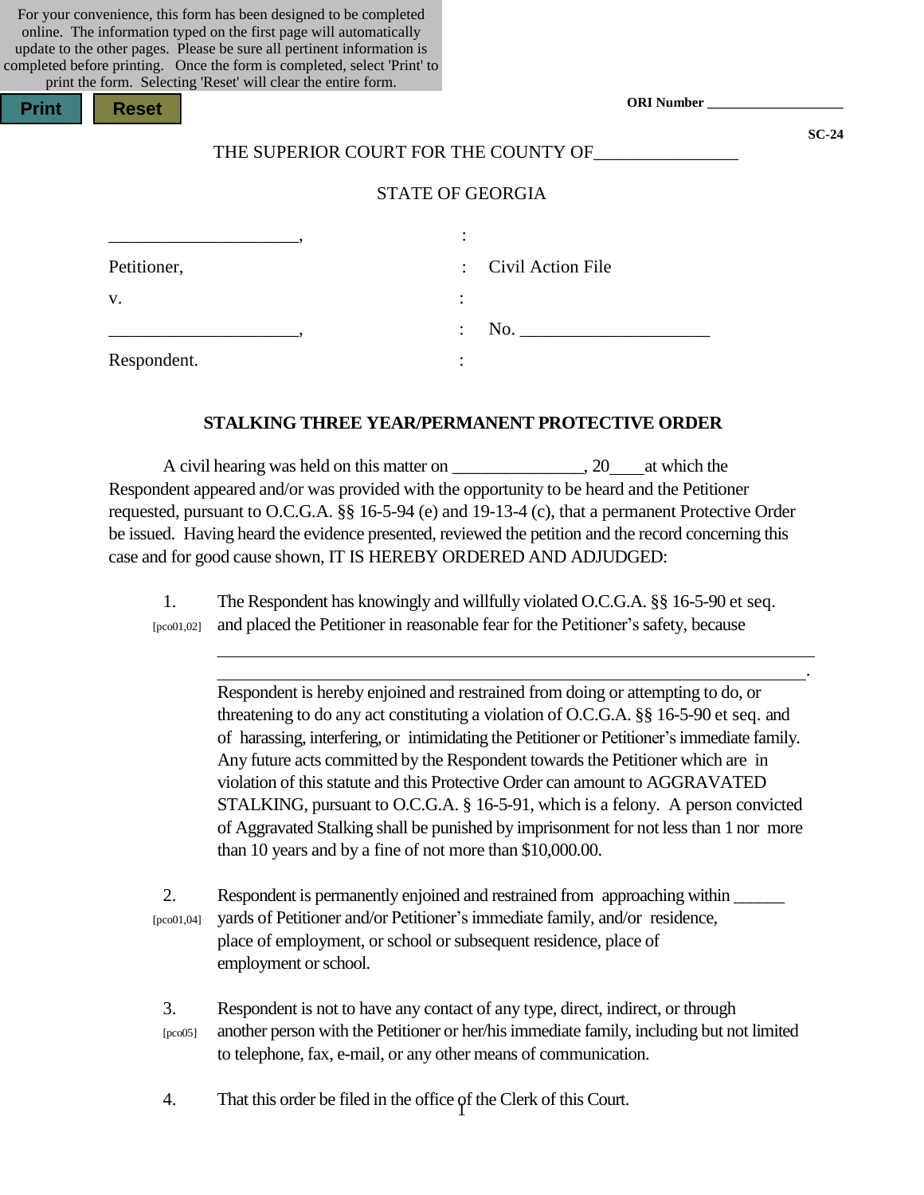For your convenience, this form has been designed to be completed online. The information typed on the first page will automatically update to the other pages. Please be sure all pertinent information is completed before printing. Once the form is completed, select 'Print' to print the form. Selecting 'Reset' will clear the entire form.

Print Reset

ORI Number ___________________

SC-24

THE SUPERIOR COURT FOR THE COUNTY OF________________

STATE OF GEORGIA

| | | |
|---|---|---|
| _____________________, | : | |
| Petitioner, | : | Civil Action File |
| v. | : | |
| _____________________, | : | No. _____________________ |
| Respondent. | : | |

**STALKING THREE YEAR/PERMANENT PROTECTIVE ORDER**

A civil hearing was held on this matter on ______________, 20____at which the Respondent appeared and/or was provided with the opportunity to be heard and the Petitioner requested, pursuant to O.C.G.A. §§ 16-5-94 (e) and 19-13-4 (c), that a permanent Protective Order be issued. Having heard the evidence presented, reviewed the petition and the record concerning this case and for good cause shown, IT IS HEREBY ORDERED AND ADJUDGED:

1. [pco01,02] The Respondent has knowingly and willfully violated O.C.G.A. §§ 16-5-90 et seq. and placed the Petitioner in reasonable fear for the Petitioner's safety, because ______________________________________________________________________
______________________________________________________________________.
Respondent is hereby enjoined and restrained from doing or attempting to do, or threatening to do any act constituting a violation of O.C.G.A. §§ 16-5-90 et seq. and of harassing, interfering, or intimidating the Petitioner or Petitioner's immediate family. Any future acts committed by the Respondent towards the Petitioner which are in violation of this statute and this Protective Order can amount to AGGRAVATED STALKING, pursuant to O.C.G.A. § 16-5-91, which is a felony. A person convicted of Aggravated Stalking shall be punished by imprisonment for not less than 1 nor more than 10 years and by a fine of not more than $10,000.00.

2. [pco01,04] Respondent is permanently enjoined and restrained from approaching within ______ yards of Petitioner and/or Petitioner's immediate family, and/or residence, place of employment, or school or subsequent residence, place of employment or school.

3. [pco05] Respondent is not to have any contact of any type, direct, indirect, or through another person with the Petitioner or her/his immediate family, including but not limited to telephone, fax, e-mail, or any other means of communication.

4. That this order be filed in the office of the Clerk of this Court.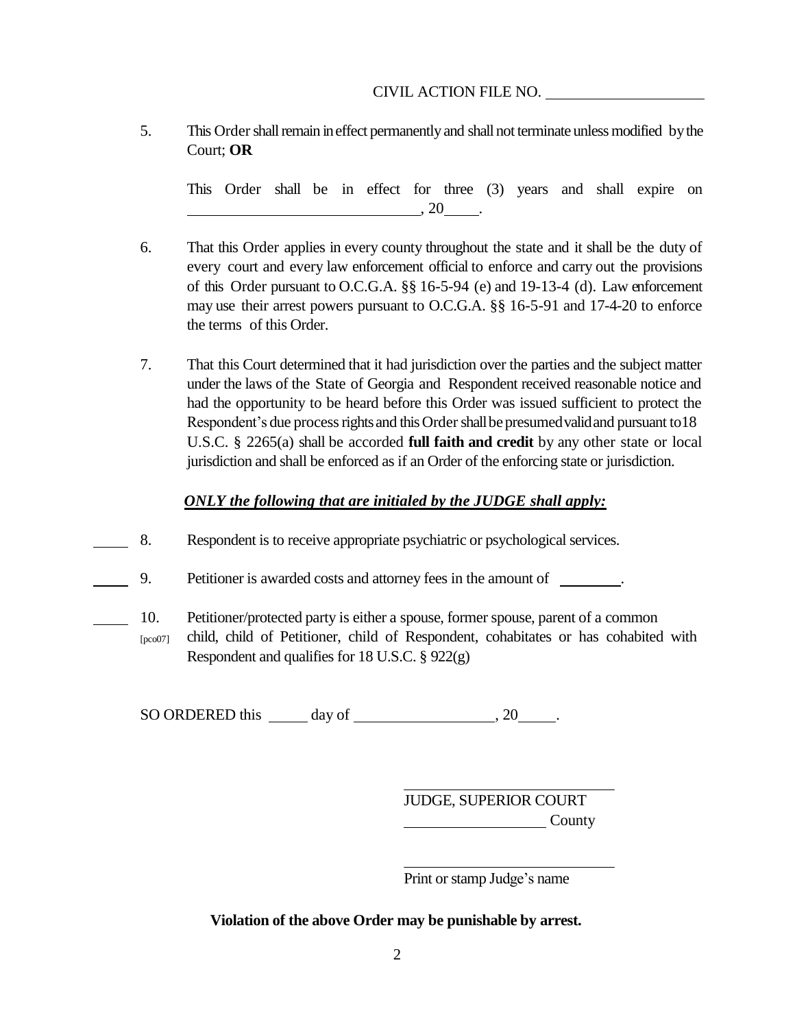CIVIL ACTION FILE NO. ____________________

5. This Order shall remain in effect permanently and shall not terminate unless modified by the Court; **OR**

   This Order shall be in effect for three (3) years and shall expire on ______________________________, 20____.

6. That this Order applies in every county throughout the state and it shall be the duty of every court and every law enforcement official to enforce and carry out the provisions of this Order pursuant to O.C.G.A. §§ 16-5-94 (e) and 19-13-4 (d). Law enforcement may use their arrest powers pursuant to O.C.G.A. §§ 16-5-91 and 17-4-20 to enforce the terms of this Order.

7. That this Court determined that it had jurisdiction over the parties and the subject matter under the laws of the State of Georgia and Respondent received reasonable notice and had the opportunity to be heard before this Order was issued sufficient to protect the Respondent's due process rights and this Order shall be presumed valid and pursuant to 18 U.S.C. § 2265(a) shall be accorded **full faith and credit** by any other state or local jurisdiction and shall be enforced as if an Order of the enforcing state or jurisdiction.

***ONLY the following that are initialed by the JUDGE shall apply:***

_____ 8. Respondent is to receive appropriate psychiatric or psychological services.

_____ 9. Petitioner is awarded costs and attorney fees in the amount of ________.

_____ 10. [pco07] Petitioner/protected party is either a spouse, former spouse, parent of a common child, child of Petitioner, child of Respondent, cohabitates or has cohabited with Respondent and qualifies for 18 U.S.C. § 922(g)

SO ORDERED this _____ day of __________________, 20_____.

____________________________
JUDGE, SUPERIOR COURT
__________________ County

____________________________
Print or stamp Judge's name

**Violation of the above Order may be punishable by arrest.**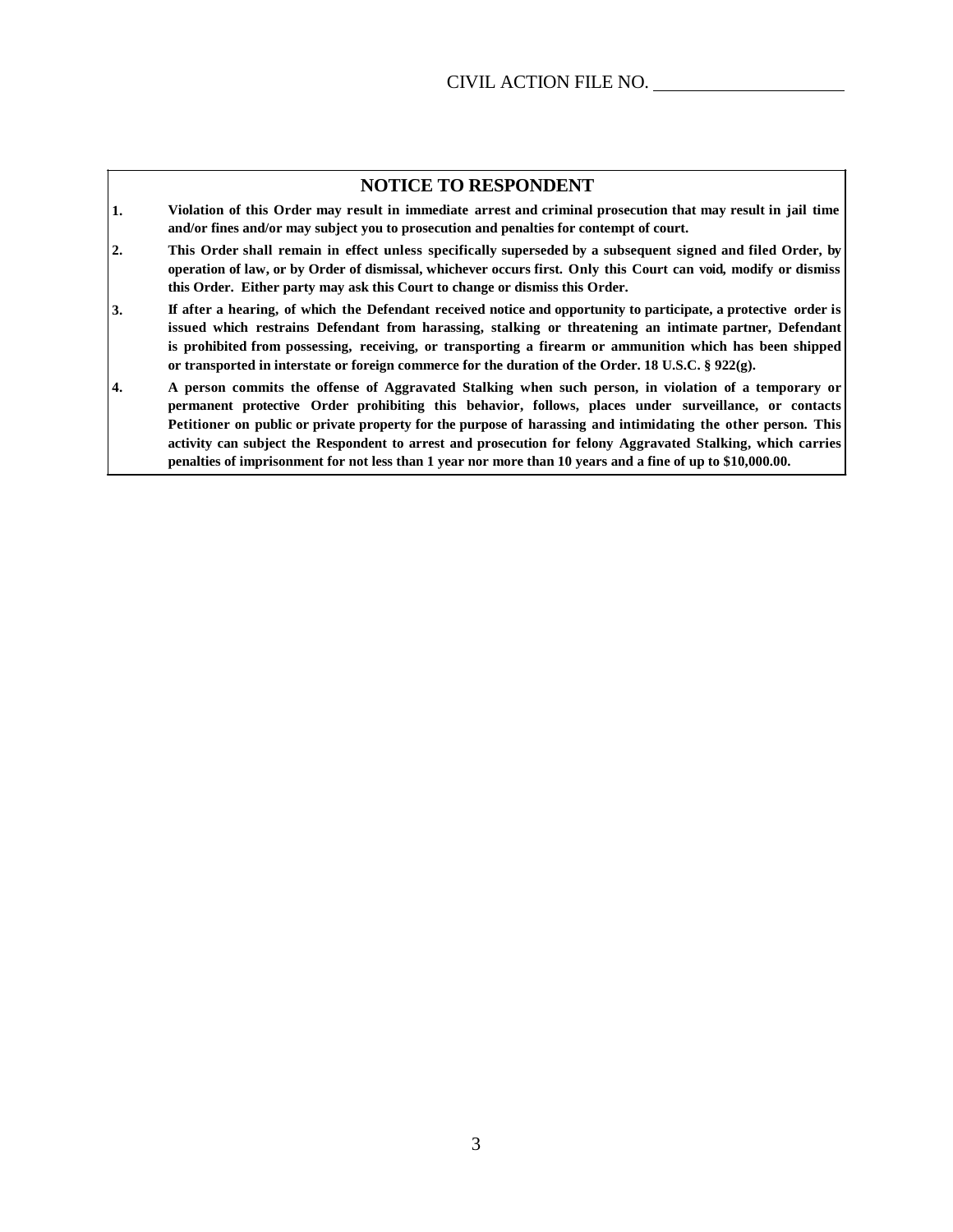CIVIL ACTION FILE NO. ____________________

## NOTICE TO RESPONDENT

1. **Violation of this Order may result in immediate arrest and criminal prosecution that may result in jail time and/or fines and/or may subject you to prosecution and penalties for contempt of court.**
2. **This Order shall remain in effect unless specifically superseded by a subsequent signed and filed Order, by operation of law, or by Order of dismissal, whichever occurs first. Only this Court can void, modify or dismiss this Order. Either party may ask this Court to change or dismiss this Order.**
3. **If after a hearing, of which the Defendant received notice and opportunity to participate, a protective order is issued which restrains Defendant from harassing, stalking or threatening an intimate partner, Defendant is prohibited from possessing, receiving, or transporting a firearm or ammunition which has been shipped or transported in interstate or foreign commerce for the duration of the Order. 18 U.S.C. § 922(g).**
4. **A person commits the offense of Aggravated Stalking when such person, in violation of a temporary or permanent protective Order prohibiting this behavior, follows, places under surveillance, or contacts Petitioner on public or private property for the purpose of harassing and intimidating the other person. This activity can subject the Respondent to arrest and prosecution for felony Aggravated Stalking, which carries penalties of imprisonment for not less than 1 year nor more than 10 years and a fine of up to $10,000.00.**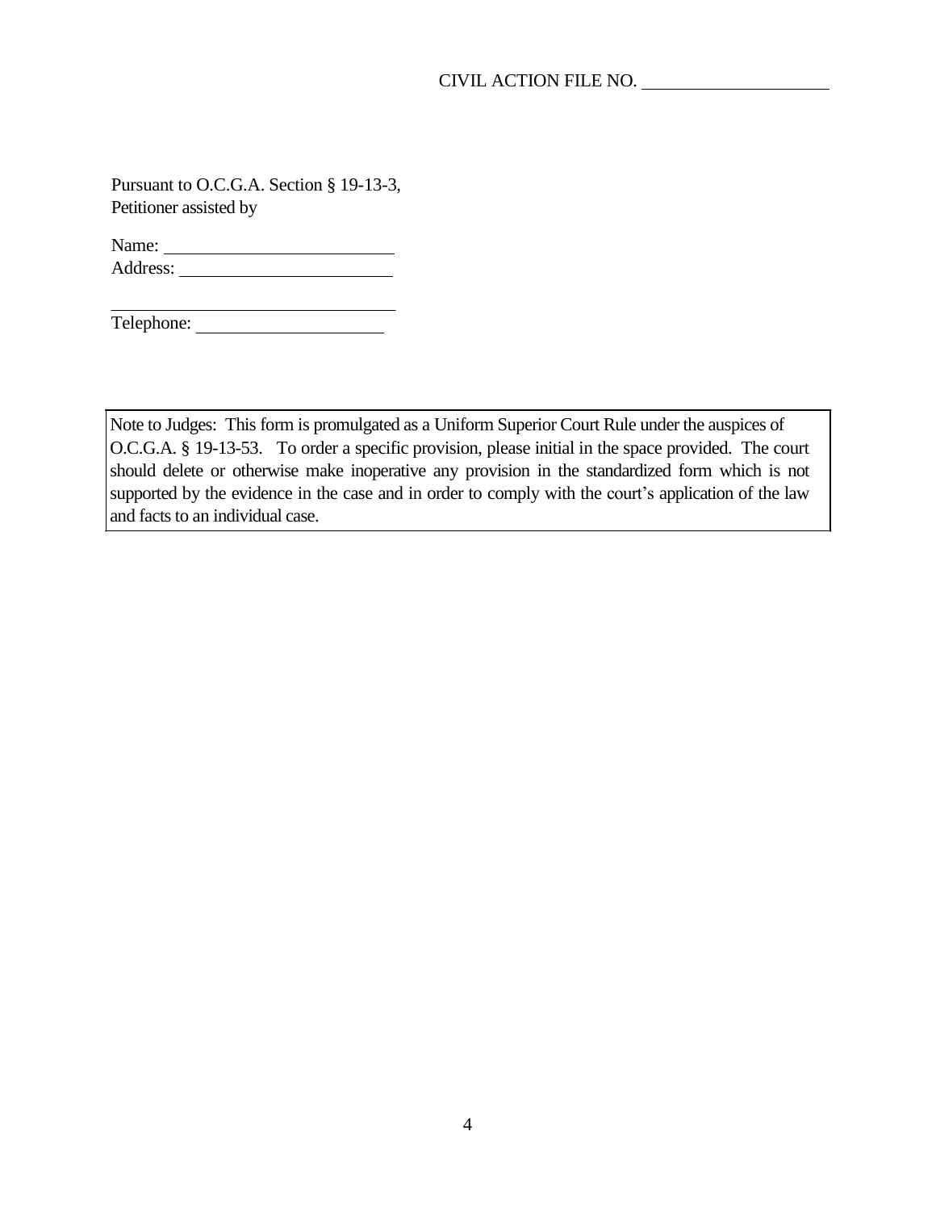CIVIL ACTION FILE NO. ____________________

Pursuant to O.C.G.A. Section § 19-13-3,
Petitioner assisted by

Name: ________________________
Address: ______________________
________________________________
Telephone: ____________________

> Note to Judges: This form is promulgated as a Uniform Superior Court Rule under the auspices of O.C.G.A. § 19-13-53. To order a specific provision, please initial in the space provided. The court should delete or otherwise make inoperative any provision in the standardized form which is not supported by the evidence in the case and in order to comply with the court's application of the law and facts to an individual case.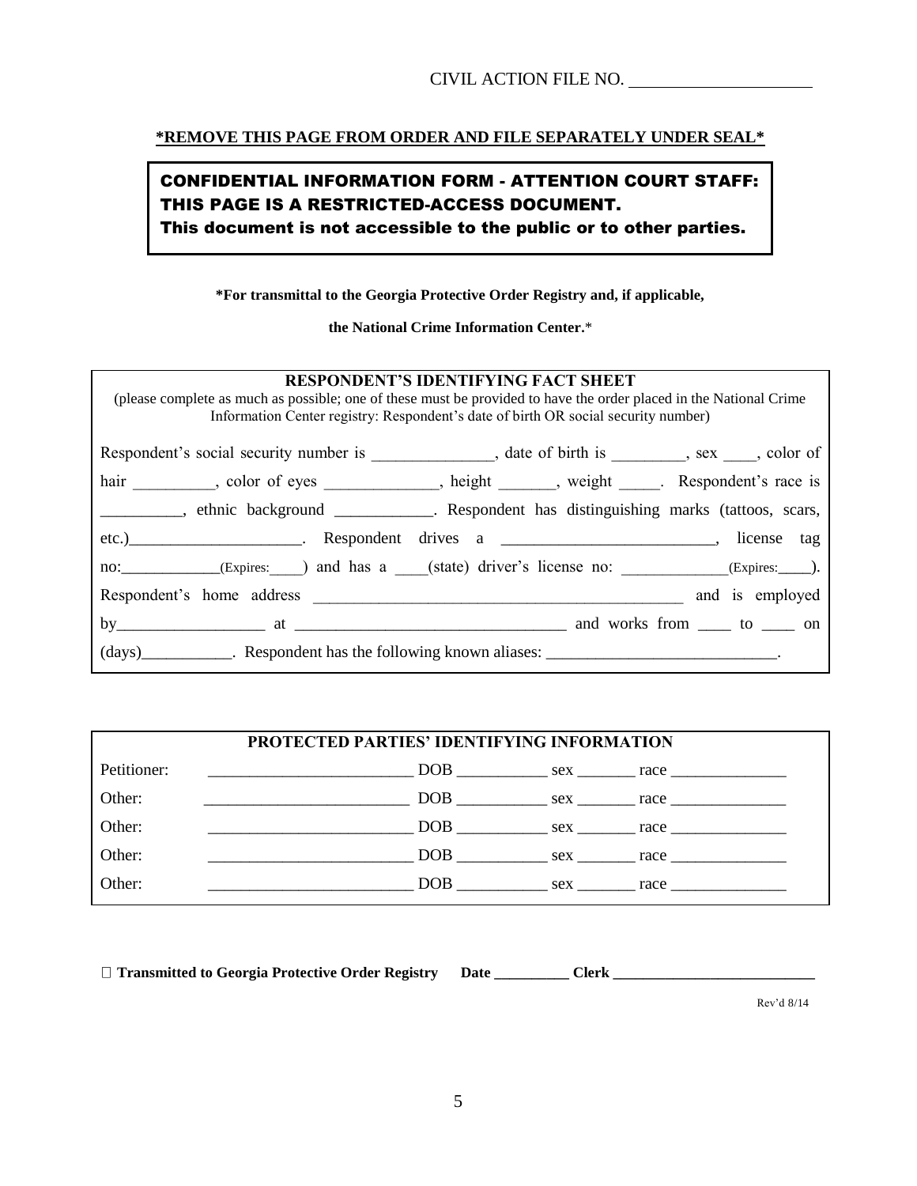CIVIL ACTION FILE NO. ____________________

**\*REMOVE THIS PAGE FROM ORDER AND FILE SEPARATELY UNDER SEAL\***

**CONFIDENTIAL INFORMATION FORM - ATTENTION COURT STAFF: THIS PAGE IS A RESTRICTED-ACCESS DOCUMENT.**
**This document is not accessible to the public or to other parties.**

**\*For transmittal to the Georgia Protective Order Registry and, if applicable, the National Crime Information Center.**\*

**RESPONDENT'S IDENTIFYING FACT SHEET**

(please complete as much as possible; one of these must be provided to have the order placed in the National Crime Information Center registry: Respondent's date of birth OR social security number)

Respondent's social security number is ______________, date of birth is _________, sex ____, color of hair _________, color of eyes _____________, height _______, weight _____. Respondent's race is _________, ethnic background ___________. Respondent has distinguishing marks (tattoos, scars, etc.)____________________. Respondent drives a _________________________, license tag no:____________(Expires:____) and has a ____(state) driver's license no: _____________(Expires:____). Respondent's home address _____________________________________________ and is employed by_________________ at _______________________________ and works from ____ to ____ on (days)___________. Respondent has the following known aliases: ____________________________.

**PROTECTED PARTIES' IDENTIFYING INFORMATION**

| | | | | |
|---|---|---|---|---|
| Petitioner: | ________________________ | DOB __________ | sex _______ | race ______________ |
| Other: | ________________________ | DOB __________ | sex _______ | race ______________ |
| Other: | ________________________ | DOB __________ | sex _______ | race ______________ |
| Other: | ________________________ | DOB __________ | sex _______ | race ______________ |
| Other: | ________________________ | DOB __________ | sex _______ | race ______________ |

☐ **Transmitted to Georgia Protective Order Registry Date __________ Clerk __________________________**

Rev'd 8/14